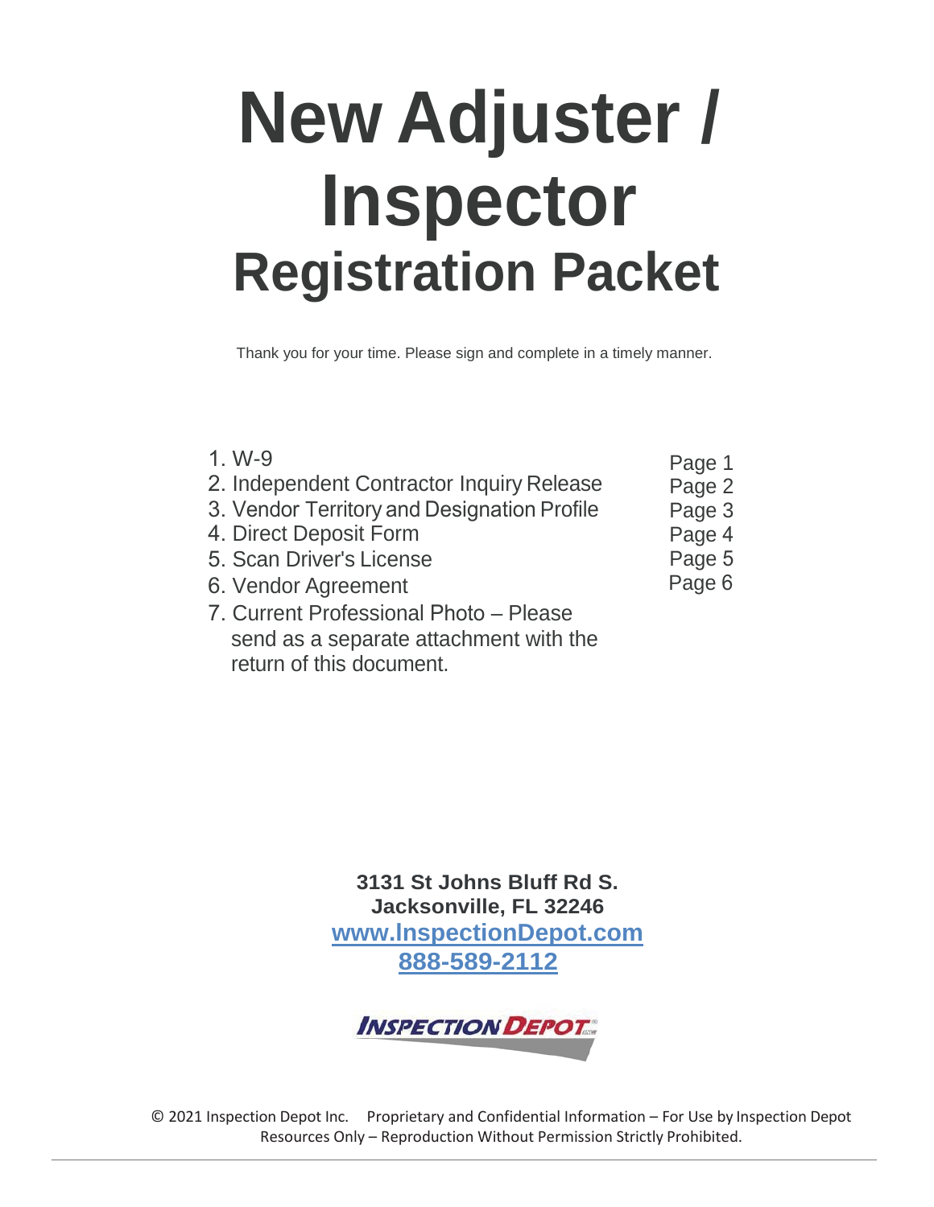# New Adjuster / Inspector

## Registration Packet

Thank you for your time. Please sign and complete in a timely manner.

| | |
|---|---|
| 1. W-9 | Page 1 |
| 2. Independent Contractor Inquiry Release | Page 2 |
| 3. Vendor Territory and Designation Profile | Page 3 |
| 4. Direct Deposit Form | Page 4 |
| 5. Scan Driver's License | Page 5 |
| 6. Vendor Agreement | Page 6 |
| 7. Current Professional Photo – Please send as a separate attachment with the return of this document. | |

**3131 St Johns Bluff Rd S.**
**Jacksonville, FL 32246**
**[www.InspectionDepot.com](http://www.InspectionDepot.com)**
**888-589-2112**

INSPECTION DEPOT

© 2021 Inspection Depot Inc. Proprietary and Confidential Information – For Use by Inspection Depot Resources Only – Reproduction Without Permission Strictly Prohibited.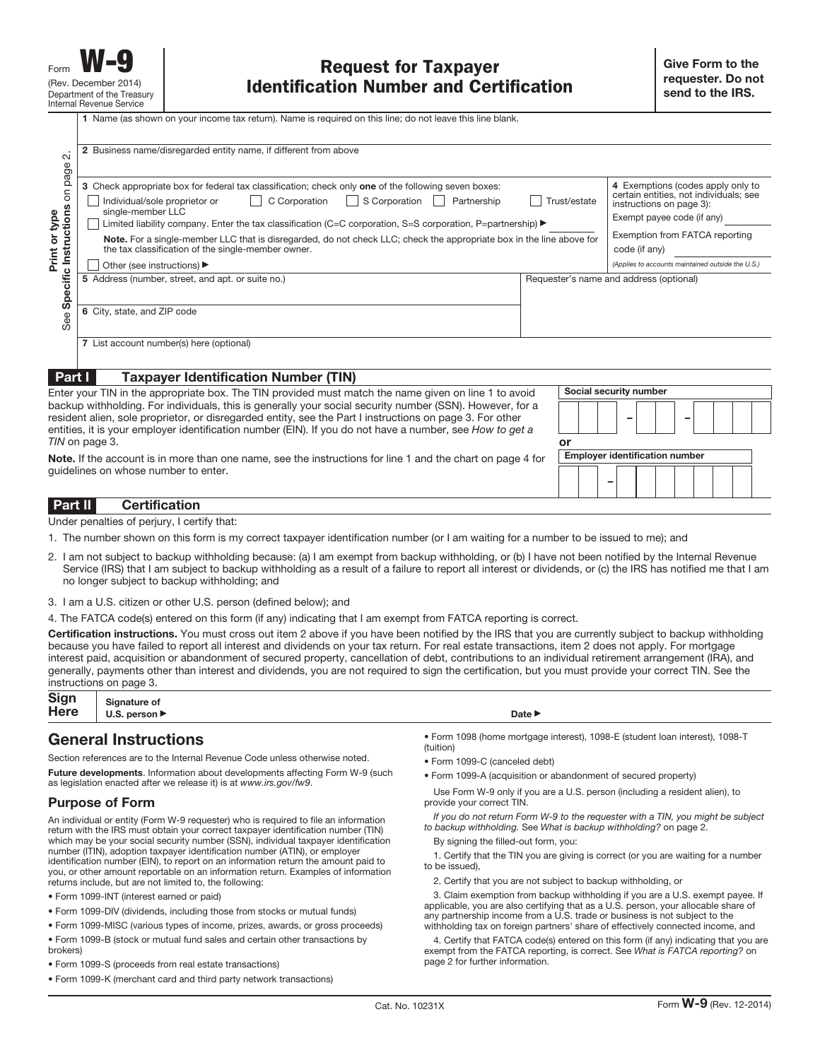Form **W-9**
(Rev. December 2014)
Department of the Treasury
Internal Revenue Service

# Request for Taxpayer Identification Number and Certification

**Give Form to the requester. Do not send to the IRS.**

Print or type
See **Specific Instructions** on page 2.

**1** Name (as shown on your income tax return). Name is required on this line; do not leave this line blank.

**2** Business name/disregarded entity name, if different from above

**3** Check appropriate box for federal tax classification; check only **one** of the following seven boxes:

- ☐ Individual/sole proprietor or single-member LLC
- ☐ C Corporation
- ☐ S Corporation
- ☐ Partnership
- ☐ Trust/estate
- ☐ Limited liability company. Enter the tax classification (C=C corporation, S=S corporation, P=partnership) ▶

**Note.** For a single-member LLC that is disregarded, do not check LLC; check the appropriate box in the line above for the tax classification of the single-member owner.

- ☐ Other (see instructions) ▶

**4** Exemptions (codes apply only to certain entities, not individuals; see instructions on page 3):

Exempt payee code (if any)

Exemption from FATCA reporting code (if any)

*(Applies to accounts maintained outside the U.S.)*

**5** Address (number, street, and apt. or suite no.)

Requester's name and address (optional)

**6** City, state, and ZIP code

**7** List account number(s) here (optional)

## Part I Taxpayer Identification Number (TIN)

Enter your TIN in the appropriate box. The TIN provided must match the name given on line 1 to avoid backup withholding. For individuals, this is generally your social security number (SSN). However, for a resident alien, sole proprietor, or disregarded entity, see the Part I instructions on page 3. For other entities, it is your employer identification number (EIN). If you do not have a number, see *How to get a TIN* on page 3.

**Note.** If the account is in more than one name, see the instructions for line 1 and the chart on page 4 for guidelines on whose number to enter.

**Social security number**

&#124; &#124; &#124; – &#124; &#124; – &#124; &#124; &#124; &#124;

**or**

**Employer identification number**

&#124; &#124; – &#124; &#124; &#124; &#124; &#124; &#124; &#124;

## Part II Certification

Under penalties of perjury, I certify that:

1. The number shown on this form is my correct taxpayer identification number (or I am waiting for a number to be issued to me); and
2. I am not subject to backup withholding because: (a) I am exempt from backup withholding, or (b) I have not been notified by the Internal Revenue Service (IRS) that I am subject to backup withholding as a result of a failure to report all interest or dividends, or (c) the IRS has notified me that I am no longer subject to backup withholding; and
3. I am a U.S. citizen or other U.S. person (defined below); and
4. The FATCA code(s) entered on this form (if any) indicating that I am exempt from FATCA reporting is correct.

**Certification instructions.** You must cross out item 2 above if you have been notified by the IRS that you are currently subject to backup withholding because you have failed to report all interest and dividends on your tax return. For real estate transactions, item 2 does not apply. For mortgage interest paid, acquisition or abandonment of secured property, cancellation of debt, contributions to an individual retirement arrangement (IRA), and generally, payments other than interest and dividends, you are not required to sign the certification, but you must provide your correct TIN. See the instructions on page 3.

**Sign Here** **Signature of U.S. person** ▶ **Date** ▶

# General Instructions

Section references are to the Internal Revenue Code unless otherwise noted.

**Future developments**. Information about developments affecting Form W-9 (such as legislation enacted after we release it) is at *www.irs.gov/fw9*.

## Purpose of Form

An individual or entity (Form W-9 requester) who is required to file an information return with the IRS must obtain your correct taxpayer identification number (TIN) which may be your social security number (SSN), individual taxpayer identification number (ITIN), adoption taxpayer identification number (ATIN), or employer identification number (EIN), to report on an information return the amount paid to you, or other amount reportable on an information return. Examples of information returns include, but are not limited to, the following:

- Form 1099-INT (interest earned or paid)
- Form 1099-DIV (dividends, including those from stocks or mutual funds)
- Form 1099-MISC (various types of income, prizes, awards, or gross proceeds)
- Form 1099-B (stock or mutual fund sales and certain other transactions by brokers)
- Form 1099-S (proceeds from real estate transactions)
- Form 1099-K (merchant card and third party network transactions)
- Form 1098 (home mortgage interest), 1098-E (student loan interest), 1098-T (tuition)
- Form 1099-C (canceled debt)
- Form 1099-A (acquisition or abandonment of secured property)

Use Form W-9 only if you are a U.S. person (including a resident alien), to provide your correct TIN.

*If you do not return Form W-9 to the requester with a TIN, you might be subject to backup withholding. See What is backup withholding? on page 2.*

By signing the filled-out form, you:

1. Certify that the TIN you are giving is correct (or you are waiting for a number to be issued),

2. Certify that you are not subject to backup withholding, or

3. Claim exemption from backup withholding if you are a U.S. exempt payee. If applicable, you are also certifying that as a U.S. person, your allocable share of any partnership income from a U.S. trade or business is not subject to the withholding tax on foreign partners' share of effectively connected income, and

4. Certify that FATCA code(s) entered on this form (if any) indicating that you are exempt from the FATCA reporting, is correct. See *What is FATCA reporting?* on page 2 for further information.

Cat. No. 10231X Form **W-9** (Rev. 12-2014)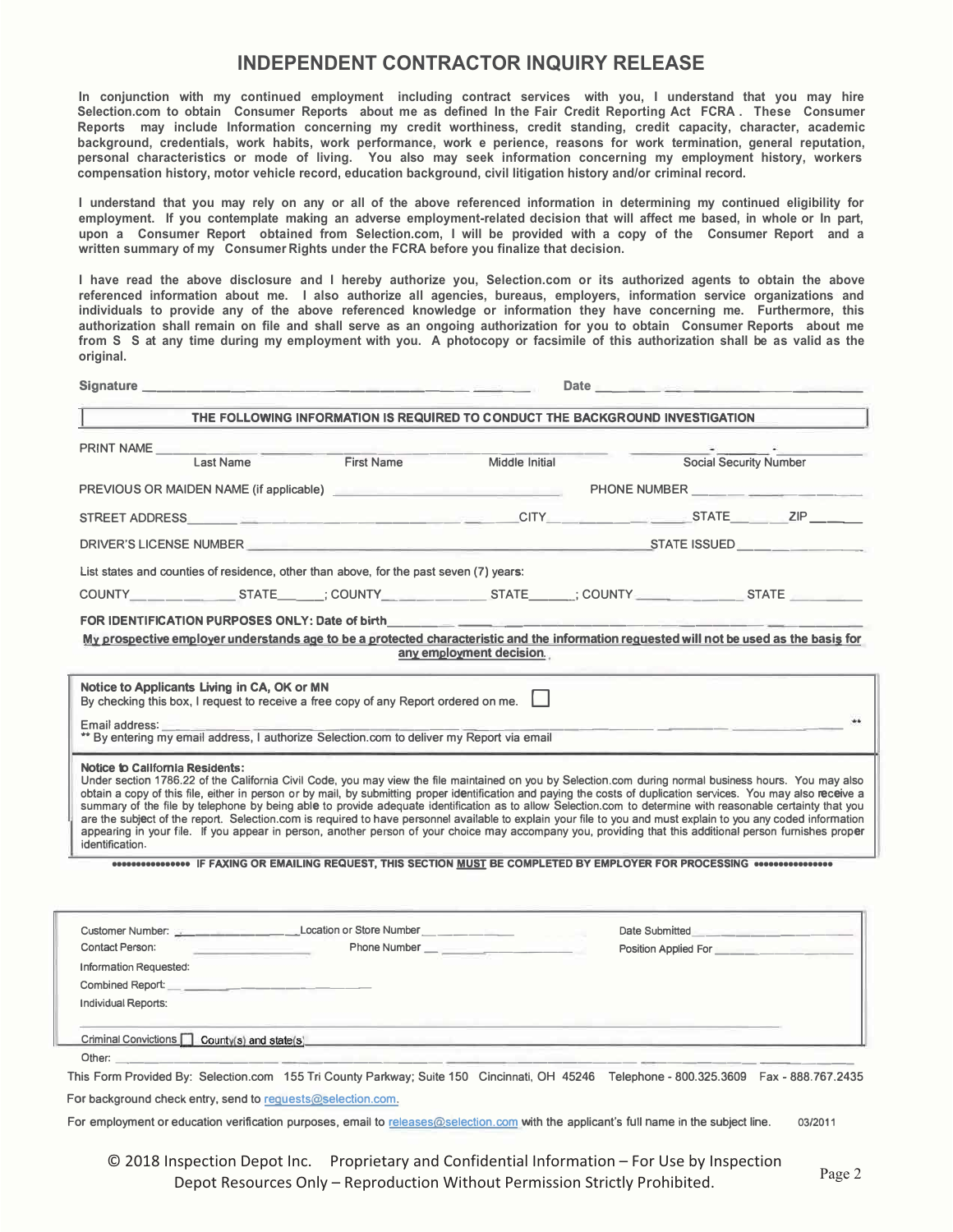# INDEPENDENT CONTRACTOR INQUIRY RELEASE

**In conjunction with my continued employment including contract services with you, I understand that you may hire Selection.com to obtain Consumer Reports about me as defined In the Fair Credit Reporting Act FCRA . These Consumer Reports may include Information concerning my credit worthiness, credit standing, credit capacity, character, academic background, credentials, work habits, work performance, work e perience, reasons for work termination, general reputation, personal characteristics or mode of living. You also may seek information concerning my employment history, workers compensation history, motor vehicle record, education background, civil litigation history and/or criminal record.**

**I understand that you may rely on any or all of the above referenced information in determining my continued eligibility for employment. If you contemplate making an adverse employment-related decision that will affect me based, in whole or In part, upon a Consumer Report obtained from Selection.com, I will be provided with a copy of the Consumer Report and a written summary of my Consumer Rights under the FCRA before you finalize that decision.**

**I have read the above disclosure and I hereby authorize you, Selection.com or its authorized agents to obtain the above referenced information about me. I also authorize all agencies, bureaus, employers, information service organizations and individuals to provide any of the above referenced knowledge or information they have concerning me. Furthermore, this authorization shall remain on file and shall serve as an ongoing authorization for you to obtain Consumer Reports about me from S S at any time during my employment with you. A photocopy or facsimile of this authorization shall be as valid as the original.**

**Signature** ______________________________ **Date** ______________________

**THE FOLLOWING INFORMATION IS REQUIRED TO CONDUCT THE BACKGROUND INVESTIGATION**

PRINT NAME ______________________________________________ ____-____-____
Last Name First Name Middle Initial Social Security Number

PREVIOUS OR MAIDEN NAME (if applicable) ______________________ PHONE NUMBER ______________

STREET ADDRESS ______________________________ CITY ______________ STATE ______ ZIP ______

DRIVER'S LICENSE NUMBER ______________________________ STATE ISSUED ______________

List states and counties of residence, other than above, for the past seven (7) years:

COUNTY ____________ STATE ______; COUNTY ____________ STATE ______; COUNTY ____________ STATE ________

**FOR IDENTIFICATION PURPOSES ONLY: Date of birth** ______________________________

**My prospective employer understands age to be a protected characteristic and the information requested will not be used as the basis for any employment decision.**

**Notice to Applicants Living in CA, OK or MN**
By checking this box, I request to receive a free copy of any Report ordered on me. ☐

Email address: ______________________________________________ **
** By entering my email address, I authorize Selection.com to deliver my Report via email

**Notice to California Residents:**
Under section 1786.22 of the California Civil Code, you may view the file maintained on you by Selection.com during normal business hours. You may also obtain a copy of this file, either in person or by mail, by submitting proper identification and paying the costs of duplication services. You may also receive a summary of the file by telephone by being able to provide adequate identification as to allow Selection.com to determine with reasonable certainty that you are the subject of the report. Selection.com is required to have personnel available to explain your file to you and must explain to you any coded information appearing in your file. If you appear in person, another person of your choice may accompany you, providing that this additional person furnishes proper identification.

**•••••••••••••••• IF FAXING OR EMAILING REQUEST, THIS SECTION MUST BE COMPLETED BY EMPLOYER FOR PROCESSING ••••••••••••••••**

Customer Number: ______________ Location or Store Number ____________ Date Submitted ______________
Contact Person: ______________ Phone Number ______________ Position Applied For ______________
Information Requested:
Combined Report: ______________
Individual Reports:

Criminal Convictions ☐ County(s) and state(s) ______________________________

Other: ______________________________________________

This Form Provided By: Selection.com 155 Tri County Parkway; Suite 150 Cincinnati, OH 45246 Telephone - 800.325.3609 Fax - 888.767.2435

For background check entry, send to requests@selection.com.

For employment or education verification purposes, email to releases@selection.com with the applicant's full name in the subject line. 03/2011

© 2018 Inspection Depot Inc. Proprietary and Confidential Information – For Use by Inspection Depot Resources Only – Reproduction Without Permission Strictly Prohibited.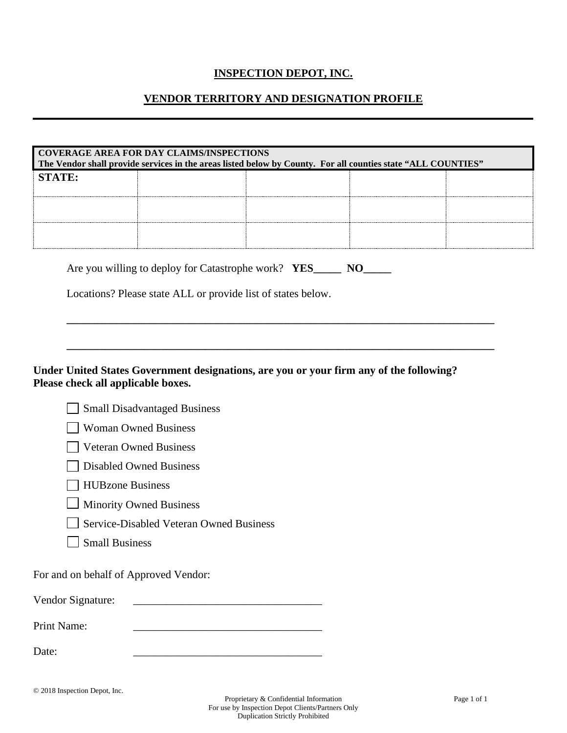# INSPECTION DEPOT, INC.

## VENDOR TERRITORY AND DESIGNATION PROFILE

---

| **COVERAGE AREA FOR DAY CLAIMS/INSPECTIONS** The Vendor shall provide services in the areas listed below by County. For all counties state "ALL COUNTIES" | | | | |
|---|---|---|---|---|
| **STATE:** | | | | |
| | | | | |
| | | | | |

Are you willing to deploy for Catastrophe work? **YES_____ NO_____**

Locations? Please state ALL or provide list of states below.

_______________________________________________________________________________

_______________________________________________________________________________

**Under United States Government designations, are you or your firm any of the following? Please check all applicable boxes.**

- ☐ Small Disadvantaged Business
- ☐ Woman Owned Business
- ☐ Veteran Owned Business
- ☐ Disabled Owned Business
- ☐ HUBzone Business
- ☐ Minority Owned Business
- ☐ Service-Disabled Veteran Owned Business
- ☐ Small Business

For and on behalf of Approved Vendor:

Vendor Signature: ___________________________________

Print Name: ___________________________________

Date: ___________________________________

© 2018 Inspection Depot, Inc.

Proprietary & Confidential Information
For use by Inspection Depot Clients/Partners Only
Duplication Strictly Prohibited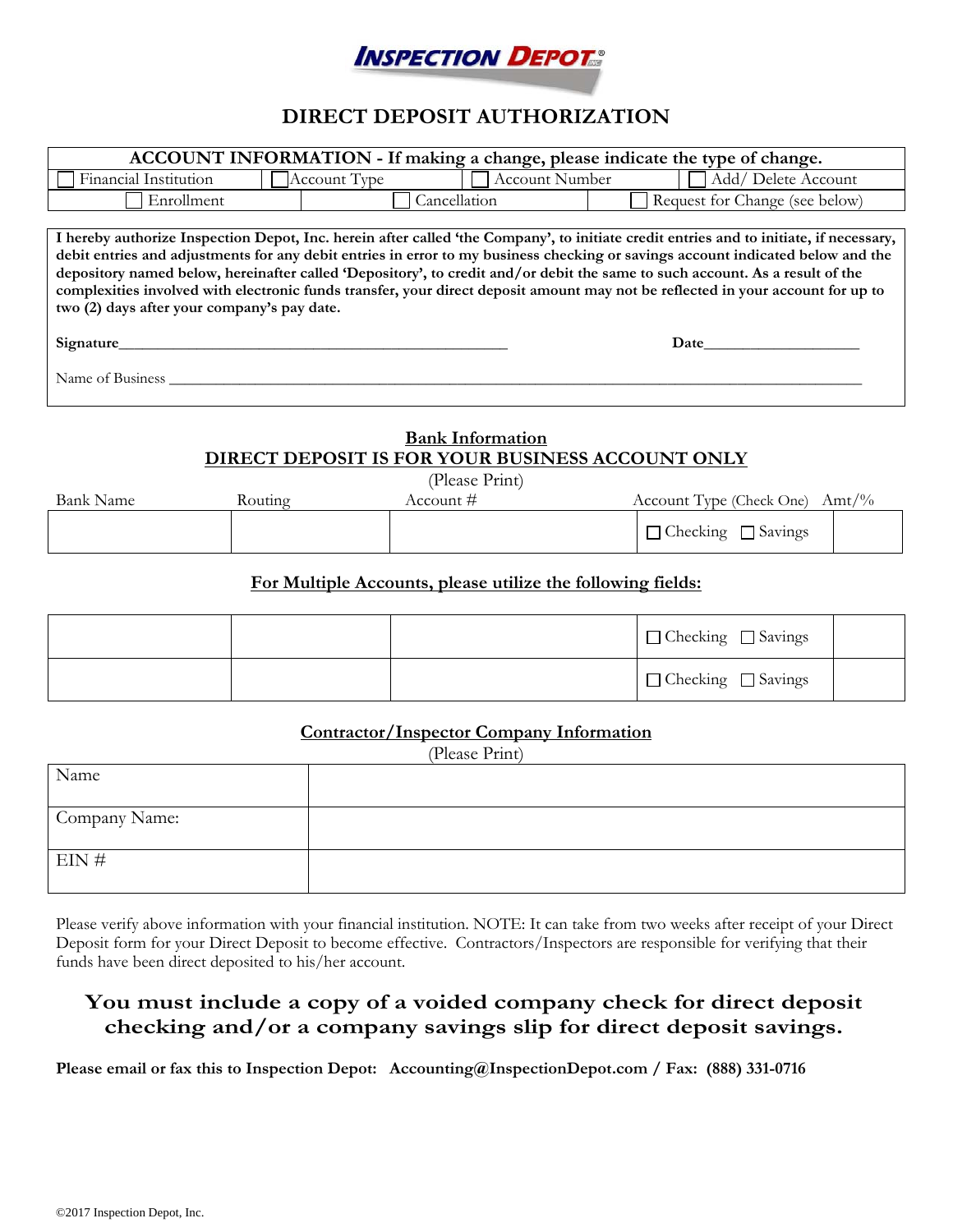INSPECTION DEPOT

# DIRECT DEPOSIT AUTHORIZATION

| ACCOUNT INFORMATION - If making a change, please indicate the type of change. | | | |
|---|---|---|---|
| ☐ Financial Institution | ☐ Account Type | ☐ Account Number | ☐ Add/ Delete Account |
| ☐ Enrollment | ☐ Cancellation | ☐ Request for Change (see below) | |

**I hereby authorize Inspection Depot, Inc. herein after called 'the Company', to initiate credit entries and to initiate, if necessary, debit entries and adjustments for any debit entries in error to my business checking or savings account indicated below and the depository named below, hereinafter called 'Depository', to credit and/or debit the same to such account. As a result of the complexities involved with electronic funds transfer, your direct deposit amount may not be reflected in your account for up to two (2) days after your company's pay date.**

**Signature**\_\_\_\_\_\_\_\_\_\_\_\_\_\_\_\_\_\_\_\_\_\_\_\_\_\_\_\_\_\_\_\_\_\_\_\_\_\_\_\_ **Date**\_\_\_\_\_\_\_\_\_\_\_\_\_\_\_\_\_\_

Name of Business \_\_\_\_\_\_\_\_\_\_\_\_\_\_\_\_\_\_\_\_\_\_\_\_\_\_\_\_\_\_\_\_\_\_\_\_\_\_\_\_\_\_\_\_\_\_\_\_\_\_\_\_\_\_\_\_\_\_\_\_\_\_\_\_

## Bank Information

## DIRECT DEPOSIT IS FOR YOUR BUSINESS ACCOUNT ONLY

(Please Print)

| Bank Name | Routing | Account # | Account Type (Check One) | Amt/% |
|---|---|---|---|---|
| | | | ☐ Checking ☐ Savings | |

**For Multiple Accounts, please utilize the following fields:**

| | | | | |
|---|---|---|---|---|
| | | | ☐ Checking ☐ Savings | |
| | | | ☐ Checking ☐ Savings | |

## Contractor/Inspector Company Information

(Please Print)

| | |
|---|---|
| Name | |
| Company Name: | |
| EIN # | |

Please verify above information with your financial institution. NOTE: It can take from two weeks after receipt of your Direct Deposit form for your Direct Deposit to become effective. Contractors/Inspectors are responsible for verifying that their funds have been direct deposited to his/her account.

**You must include a copy of a voided company check for direct deposit checking and/or a company savings slip for direct deposit savings.**

**Please email or fax this to Inspection Depot: Accounting@InspectionDepot.com / Fax: (888) 331-0716**

©2017 Inspection Depot, Inc.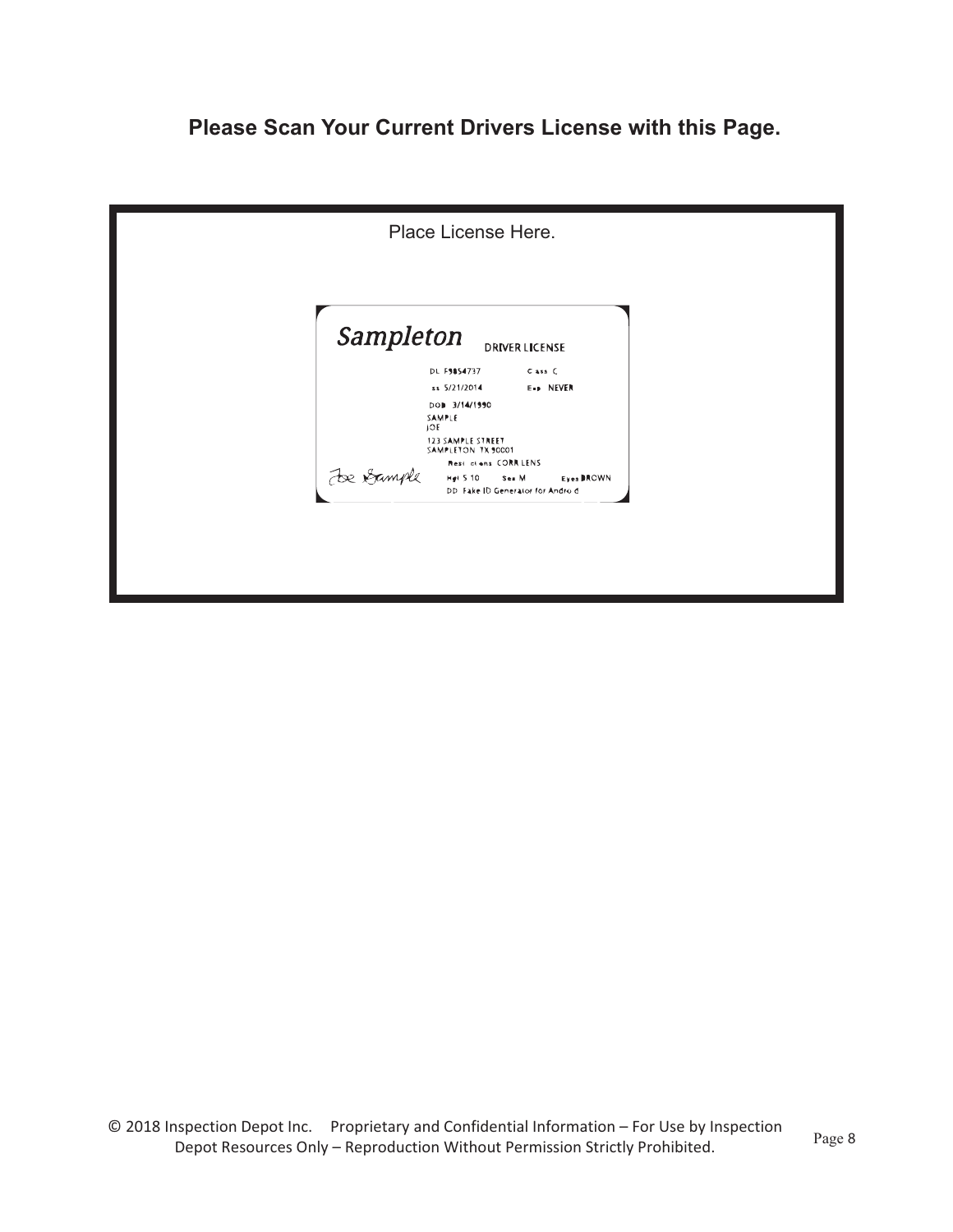**Please Scan Your Current Drivers License with this Page.**

Place License Here.

Sampleton DRIVER LICENSE

DL F9854737 Class C

Iss 5/21/2014 Exp NEVER

DOB 3/14/1990

SAMPLE
JOE

123 SAMPLE STREET
SAMPLETON TX 90001

Restrictions CORR LENS

Joe Sample

Hgt 5 10 Sex M Eyes BROWN

DD Fake ID Generator for Android

© 2018 Inspection Depot Inc. Proprietary and Confidential Information – For Use by Inspection Depot Resources Only – Reproduction Without Permission Strictly Prohibited.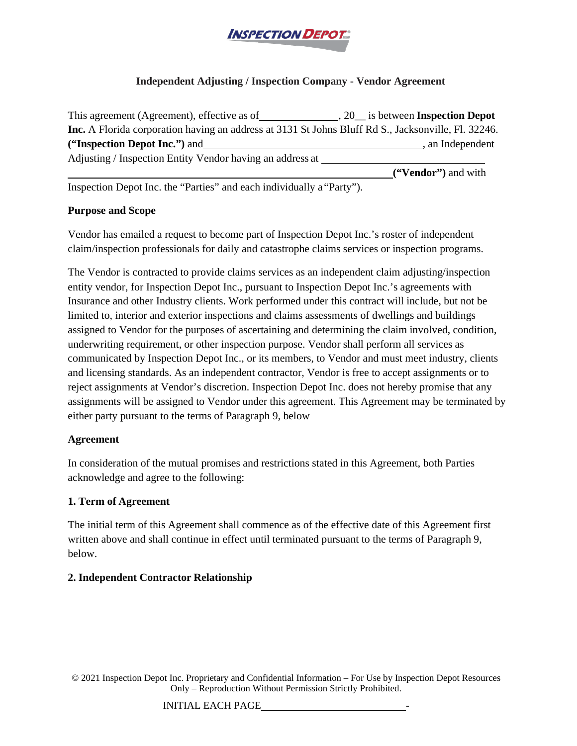## Independent Adjusting / Inspection Company - Vendor Agreement

This agreement (Agreement), effective as of______________, 20__ is between **Inspection Depot Inc.** A Florida corporation having an address at 3131 St Johns Bluff Rd S., Jacksonville, Fl. 32246. **("Inspection Depot Inc.")** and________________________________________, an Independent Adjusting / Inspection Entity Vendor having an address at ____________________________ ____________________________________________________________**("Vendor")** and with Inspection Depot Inc. the "Parties" and each individually a "Party").

**Purpose and Scope**

Vendor has emailed a request to become part of Inspection Depot Inc.'s roster of independent claim/inspection professionals for daily and catastrophe claims services or inspection programs.

The Vendor is contracted to provide claims services as an independent claim adjusting/inspection entity vendor, for Inspection Depot Inc., pursuant to Inspection Depot Inc.'s agreements with Insurance and other Industry clients. Work performed under this contract will include, but not be limited to, interior and exterior inspections and claims assessments of dwellings and buildings assigned to Vendor for the purposes of ascertaining and determining the claim involved, condition, underwriting requirement, or other inspection purpose. Vendor shall perform all services as communicated by Inspection Depot Inc., or its members, to Vendor and must meet industry, clients and licensing standards. As an independent contractor, Vendor is free to accept assignments or to reject assignments at Vendor's discretion. Inspection Depot Inc. does not hereby promise that any assignments will be assigned to Vendor under this agreement. This Agreement may be terminated by either party pursuant to the terms of Paragraph 9, below

**Agreement**

In consideration of the mutual promises and restrictions stated in this Agreement, both Parties acknowledge and agree to the following:

**1. Term of Agreement**

The initial term of this Agreement shall commence as of the effective date of this Agreement first written above and shall continue in effect until terminated pursuant to the terms of Paragraph 9, below.

**2. Independent Contractor Relationship**

© 2021 Inspection Depot Inc. Proprietary and Confidential Information – For Use by Inspection Depot Resources Only – Reproduction Without Permission Strictly Prohibited.

INITIAL EACH PAGE__________________________-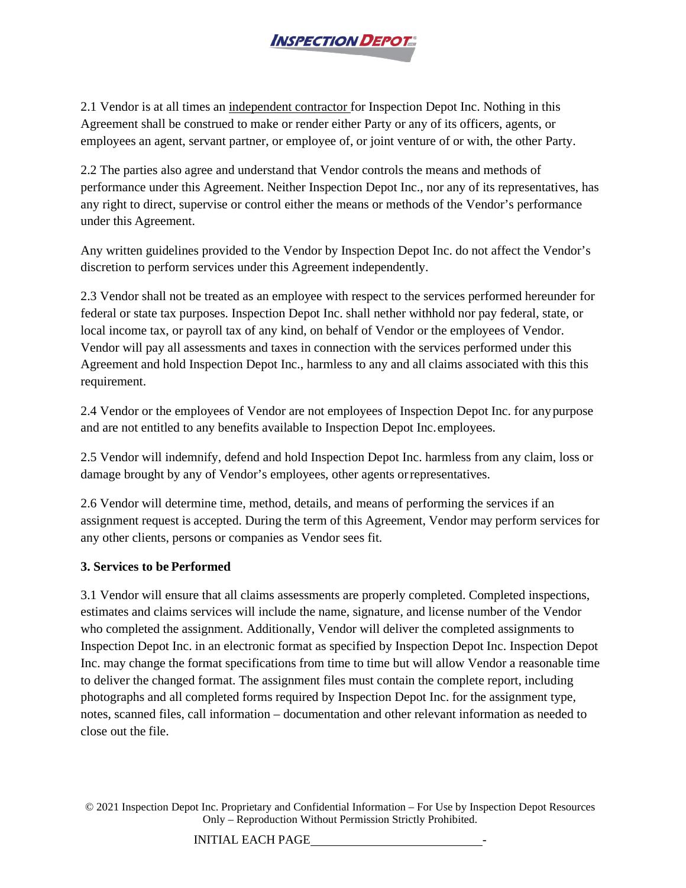2.1 Vendor is at all times an independent contractor for Inspection Depot Inc. Nothing in this Agreement shall be construed to make or render either Party or any of its officers, agents, or employees an agent, servant partner, or employee of, or joint venture of or with, the other Party.

2.2 The parties also agree and understand that Vendor controls the means and methods of performance under this Agreement. Neither Inspection Depot Inc., nor any of its representatives, has any right to direct, supervise or control either the means or methods of the Vendor's performance under this Agreement.

Any written guidelines provided to the Vendor by Inspection Depot Inc. do not affect the Vendor's discretion to perform services under this Agreement independently.

2.3 Vendor shall not be treated as an employee with respect to the services performed hereunder for federal or state tax purposes. Inspection Depot Inc. shall nether withhold nor pay federal, state, or local income tax, or payroll tax of any kind, on behalf of Vendor or the employees of Vendor. Vendor will pay all assessments and taxes in connection with the services performed under this Agreement and hold Inspection Depot Inc., harmless to any and all claims associated with this this requirement.

2.4 Vendor or the employees of Vendor are not employees of Inspection Depot Inc. for any purpose and are not entitled to any benefits available to Inspection Depot Inc. employees.

2.5 Vendor will indemnify, defend and hold Inspection Depot Inc. harmless from any claim, loss or damage brought by any of Vendor's employees, other agents or representatives.

2.6 Vendor will determine time, method, details, and means of performing the services if an assignment request is accepted. During the term of this Agreement, Vendor may perform services for any other clients, persons or companies as Vendor sees fit.

**3. Services to be Performed**

3.1 Vendor will ensure that all claims assessments are properly completed. Completed inspections, estimates and claims services will include the name, signature, and license number of the Vendor who completed the assignment. Additionally, Vendor will deliver the completed assignments to Inspection Depot Inc. in an electronic format as specified by Inspection Depot Inc. Inspection Depot Inc. may change the format specifications from time to time but will allow Vendor a reasonable time to deliver the changed format. The assignment files must contain the complete report, including photographs and all completed forms required by Inspection Depot Inc. for the assignment type, notes, scanned files, call information – documentation and other relevant information as needed to close out the file.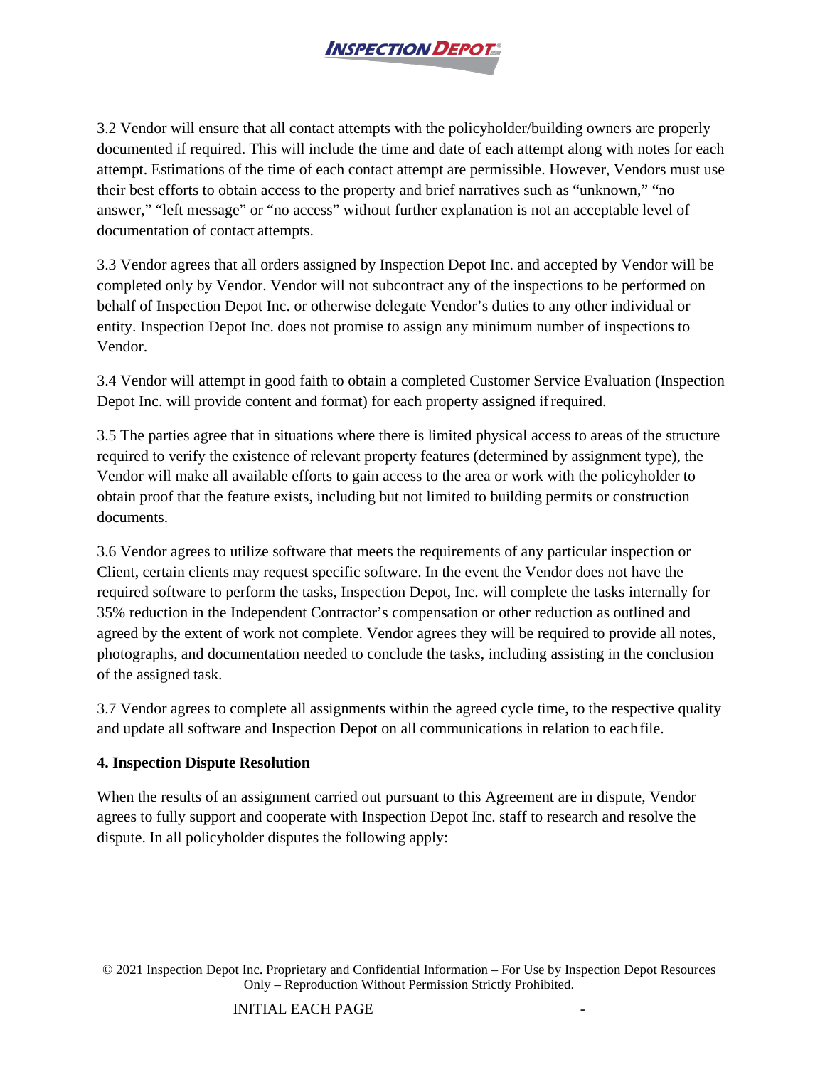3.2 Vendor will ensure that all contact attempts with the policyholder/building owners are properly documented if required. This will include the time and date of each attempt along with notes for each attempt. Estimations of the time of each contact attempt are permissible. However, Vendors must use their best efforts to obtain access to the property and brief narratives such as "unknown," "no answer," "left message" or "no access" without further explanation is not an acceptable level of documentation of contact attempts.

3.3 Vendor agrees that all orders assigned by Inspection Depot Inc. and accepted by Vendor will be completed only by Vendor. Vendor will not subcontract any of the inspections to be performed on behalf of Inspection Depot Inc. or otherwise delegate Vendor's duties to any other individual or entity. Inspection Depot Inc. does not promise to assign any minimum number of inspections to Vendor.

3.4 Vendor will attempt in good faith to obtain a completed Customer Service Evaluation (Inspection Depot Inc. will provide content and format) for each property assigned if required.

3.5 The parties agree that in situations where there is limited physical access to areas of the structure required to verify the existence of relevant property features (determined by assignment type), the Vendor will make all available efforts to gain access to the area or work with the policyholder to obtain proof that the feature exists, including but not limited to building permits or construction documents.

3.6 Vendor agrees to utilize software that meets the requirements of any particular inspection or Client, certain clients may request specific software. In the event the Vendor does not have the required software to perform the tasks, Inspection Depot, Inc. will complete the tasks internally for 35% reduction in the Independent Contractor's compensation or other reduction as outlined and agreed by the extent of work not complete. Vendor agrees they will be required to provide all notes, photographs, and documentation needed to conclude the tasks, including assisting in the conclusion of the assigned task.

3.7 Vendor agrees to complete all assignments within the agreed cycle time, to the respective quality and update all software and Inspection Depot on all communications in relation to each file.

**4. Inspection Dispute Resolution**

When the results of an assignment carried out pursuant to this Agreement are in dispute, Vendor agrees to fully support and cooperate with Inspection Depot Inc. staff to research and resolve the dispute. In all policyholder disputes the following apply: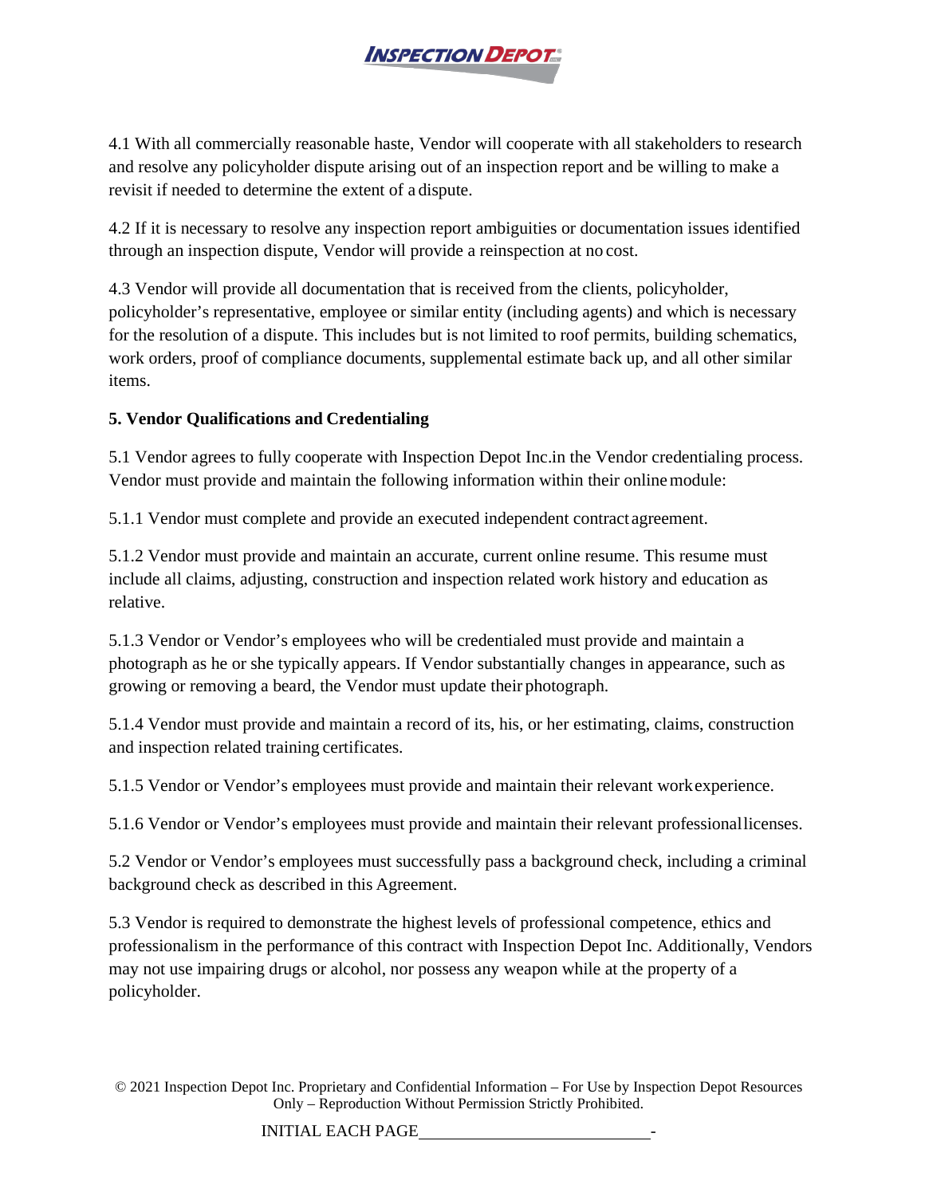4.1 With all commercially reasonable haste, Vendor will cooperate with all stakeholders to research and resolve any policyholder dispute arising out of an inspection report and be willing to make a revisit if needed to determine the extent of a dispute.

4.2 If it is necessary to resolve any inspection report ambiguities or documentation issues identified through an inspection dispute, Vendor will provide a reinspection at no cost.

4.3 Vendor will provide all documentation that is received from the clients, policyholder, policyholder's representative, employee or similar entity (including agents) and which is necessary for the resolution of a dispute. This includes but is not limited to roof permits, building schematics, work orders, proof of compliance documents, supplemental estimate back up, and all other similar items.

**5. Vendor Qualifications and Credentialing**

5.1 Vendor agrees to fully cooperate with Inspection Depot Inc.in the Vendor credentialing process. Vendor must provide and maintain the following information within their online module:

5.1.1 Vendor must complete and provide an executed independent contract agreement.

5.1.2 Vendor must provide and maintain an accurate, current online resume. This resume must include all claims, adjusting, construction and inspection related work history and education as relative.

5.1.3 Vendor or Vendor's employees who will be credentialed must provide and maintain a photograph as he or she typically appears. If Vendor substantially changes in appearance, such as growing or removing a beard, the Vendor must update their photograph.

5.1.4 Vendor must provide and maintain a record of its, his, or her estimating, claims, construction and inspection related training certificates.

5.1.5 Vendor or Vendor's employees must provide and maintain their relevant work experience.

5.1.6 Vendor or Vendor's employees must provide and maintain their relevant professional licenses.

5.2 Vendor or Vendor's employees must successfully pass a background check, including a criminal background check as described in this Agreement.

5.3 Vendor is required to demonstrate the highest levels of professional competence, ethics and professionalism in the performance of this contract with Inspection Depot Inc. Additionally, Vendors may not use impairing drugs or alcohol, nor possess any weapon while at the property of a policyholder.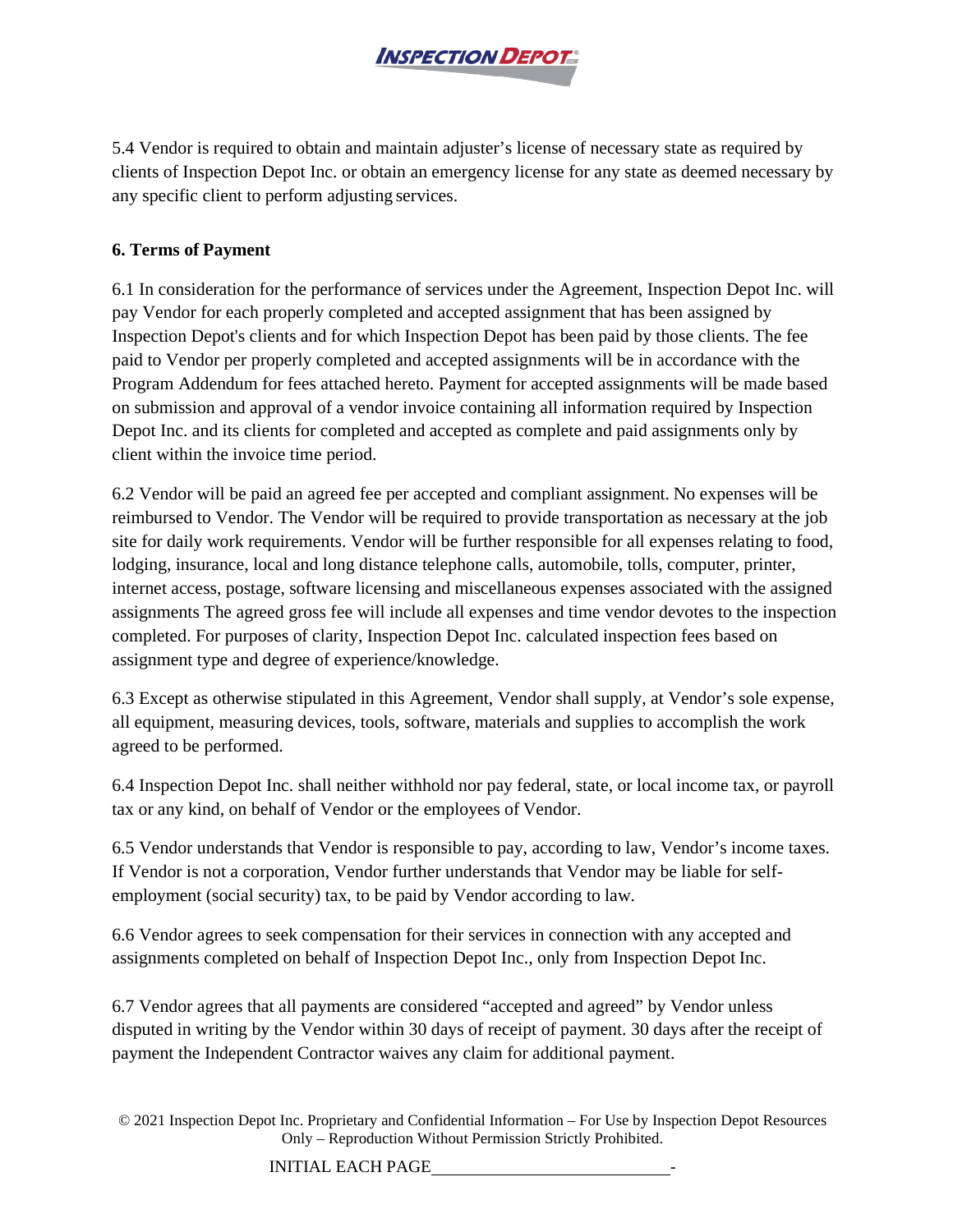5.4 Vendor is required to obtain and maintain adjuster's license of necessary state as required by clients of Inspection Depot Inc. or obtain an emergency license for any state as deemed necessary by any specific client to perform adjusting services.

**6. Terms of Payment**

6.1 In consideration for the performance of services under the Agreement, Inspection Depot Inc. will pay Vendor for each properly completed and accepted assignment that has been assigned by Inspection Depot's clients and for which Inspection Depot has been paid by those clients. The fee paid to Vendor per properly completed and accepted assignments will be in accordance with the Program Addendum for fees attached hereto. Payment for accepted assignments will be made based on submission and approval of a vendor invoice containing all information required by Inspection Depot Inc. and its clients for completed and accepted as complete and paid assignments only by client within the invoice time period.

6.2 Vendor will be paid an agreed fee per accepted and compliant assignment. No expenses will be reimbursed to Vendor. The Vendor will be required to provide transportation as necessary at the job site for daily work requirements. Vendor will be further responsible for all expenses relating to food, lodging, insurance, local and long distance telephone calls, automobile, tolls, computer, printer, internet access, postage, software licensing and miscellaneous expenses associated with the assigned assignments The agreed gross fee will include all expenses and time vendor devotes to the inspection completed. For purposes of clarity, Inspection Depot Inc. calculated inspection fees based on assignment type and degree of experience/knowledge.

6.3 Except as otherwise stipulated in this Agreement, Vendor shall supply, at Vendor's sole expense, all equipment, measuring devices, tools, software, materials and supplies to accomplish the work agreed to be performed.

6.4 Inspection Depot Inc. shall neither withhold nor pay federal, state, or local income tax, or payroll tax or any kind, on behalf of Vendor or the employees of Vendor.

6.5 Vendor understands that Vendor is responsible to pay, according to law, Vendor's income taxes. If Vendor is not a corporation, Vendor further understands that Vendor may be liable for self-employment (social security) tax, to be paid by Vendor according to law.

6.6 Vendor agrees to seek compensation for their services in connection with any accepted and assignments completed on behalf of Inspection Depot Inc., only from Inspection Depot Inc.

6.7 Vendor agrees that all payments are considered "accepted and agreed" by Vendor unless disputed in writing by the Vendor within 30 days of receipt of payment. 30 days after the receipt of payment the Independent Contractor waives any claim for additional payment.

INITIAL EACH PAGE\_\_\_\_\_\_\_\_\_\_\_\_\_\_\_\_\_\_\_\_\_\_\_\_\_\_-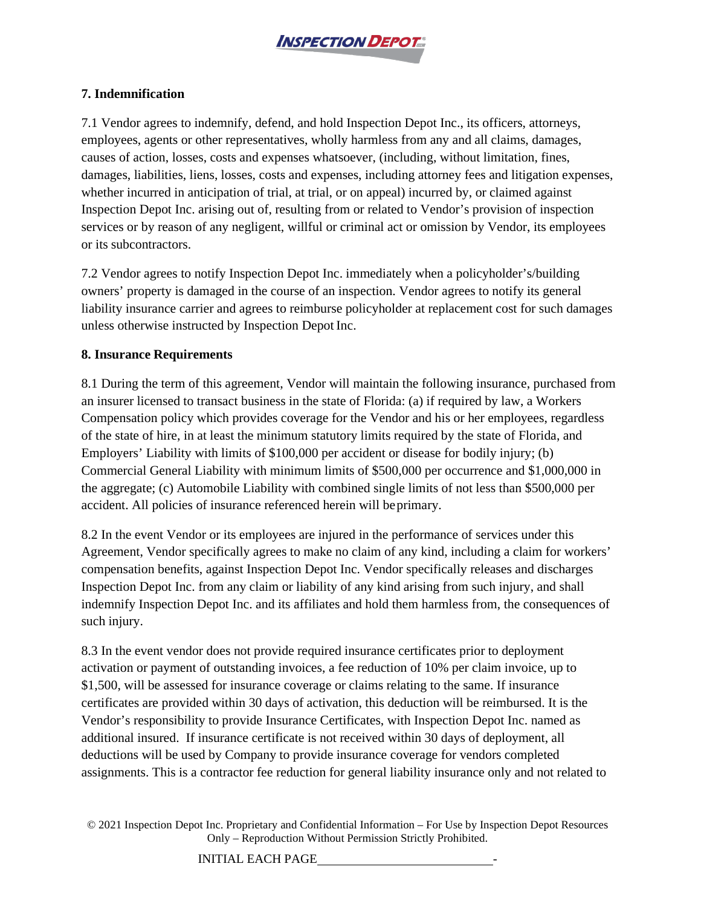## 7. Indemnification

7.1 Vendor agrees to indemnify, defend, and hold Inspection Depot Inc., its officers, attorneys, employees, agents or other representatives, wholly harmless from any and all claims, damages, causes of action, losses, costs and expenses whatsoever, (including, without limitation, fines, damages, liabilities, liens, losses, costs and expenses, including attorney fees and litigation expenses, whether incurred in anticipation of trial, at trial, or on appeal) incurred by, or claimed against Inspection Depot Inc. arising out of, resulting from or related to Vendor's provision of inspection services or by reason of any negligent, willful or criminal act or omission by Vendor, its employees or its subcontractors.

7.2 Vendor agrees to notify Inspection Depot Inc. immediately when a policyholder's/building owners' property is damaged in the course of an inspection. Vendor agrees to notify its general liability insurance carrier and agrees to reimburse policyholder at replacement cost for such damages unless otherwise instructed by Inspection Depot Inc.

## 8. Insurance Requirements

8.1 During the term of this agreement, Vendor will maintain the following insurance, purchased from an insurer licensed to transact business in the state of Florida: (a) if required by law, a Workers Compensation policy which provides coverage for the Vendor and his or her employees, regardless of the state of hire, in at least the minimum statutory limits required by the state of Florida, and Employers' Liability with limits of $100,000 per accident or disease for bodily injury; (b) Commercial General Liability with minimum limits of $500,000 per occurrence and $1,000,000 in the aggregate; (c) Automobile Liability with combined single limits of not less than $500,000 per accident. All policies of insurance referenced herein will be primary.

8.2 In the event Vendor or its employees are injured in the performance of services under this Agreement, Vendor specifically agrees to make no claim of any kind, including a claim for workers' compensation benefits, against Inspection Depot Inc. Vendor specifically releases and discharges Inspection Depot Inc. from any claim or liability of any kind arising from such injury, and shall indemnify Inspection Depot Inc. and its affiliates and hold them harmless from, the consequences of such injury.

8.3 In the event vendor does not provide required insurance certificates prior to deployment activation or payment of outstanding invoices, a fee reduction of 10% per claim invoice, up to $1,500, will be assessed for insurance coverage or claims relating to the same. If insurance certificates are provided within 30 days of activation, this deduction will be reimbursed. It is the Vendor's responsibility to provide Insurance Certificates, with Inspection Depot Inc. named as additional insured. If insurance certificate is not received within 30 days of deployment, all deductions will be used by Company to provide insurance coverage for vendors completed assignments. This is a contractor fee reduction for general liability insurance only and not related to

© 2021 Inspection Depot Inc. Proprietary and Confidential Information – For Use by Inspection Depot Resources Only – Reproduction Without Permission Strictly Prohibited.

INITIAL EACH PAGE\_\_\_\_\_\_\_\_\_\_\_\_\_\_\_\_\_\_\_\_\_\_\_\_\_\_-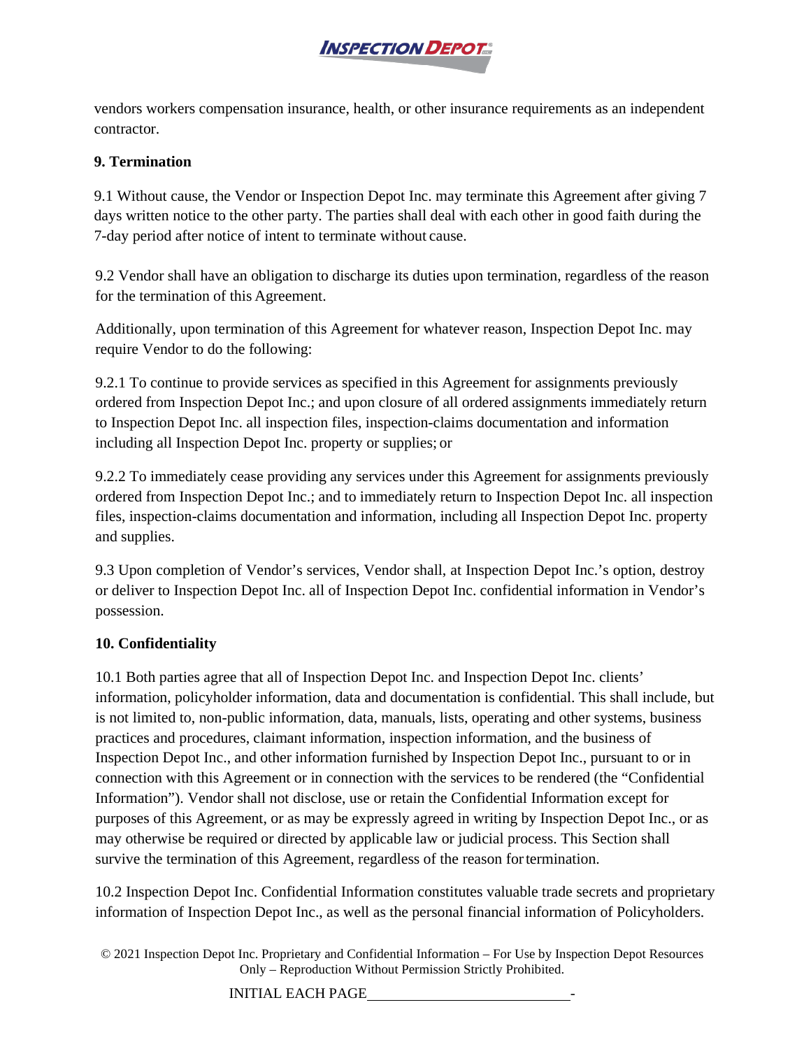vendors workers compensation insurance, health, or other insurance requirements as an independent contractor.

**9. Termination**

9.1 Without cause, the Vendor or Inspection Depot Inc. may terminate this Agreement after giving 7 days written notice to the other party. The parties shall deal with each other in good faith during the 7-day period after notice of intent to terminate without cause.

9.2 Vendor shall have an obligation to discharge its duties upon termination, regardless of the reason for the termination of this Agreement.

Additionally, upon termination of this Agreement for whatever reason, Inspection Depot Inc. may require Vendor to do the following:

9.2.1 To continue to provide services as specified in this Agreement for assignments previously ordered from Inspection Depot Inc.; and upon closure of all ordered assignments immediately return to Inspection Depot Inc. all inspection files, inspection-claims documentation and information including all Inspection Depot Inc. property or supplies; or

9.2.2 To immediately cease providing any services under this Agreement for assignments previously ordered from Inspection Depot Inc.; and to immediately return to Inspection Depot Inc. all inspection files, inspection-claims documentation and information, including all Inspection Depot Inc. property and supplies.

9.3 Upon completion of Vendor's services, Vendor shall, at Inspection Depot Inc.'s option, destroy or deliver to Inspection Depot Inc. all of Inspection Depot Inc. confidential information in Vendor's possession.

**10. Confidentiality**

10.1 Both parties agree that all of Inspection Depot Inc. and Inspection Depot Inc. clients' information, policyholder information, data and documentation is confidential. This shall include, but is not limited to, non-public information, data, manuals, lists, operating and other systems, business practices and procedures, claimant information, inspection information, and the business of Inspection Depot Inc., and other information furnished by Inspection Depot Inc., pursuant to or in connection with this Agreement or in connection with the services to be rendered (the "Confidential Information"). Vendor shall not disclose, use or retain the Confidential Information except for purposes of this Agreement, or as may be expressly agreed in writing by Inspection Depot Inc., or as may otherwise be required or directed by applicable law or judicial process. This Section shall survive the termination of this Agreement, regardless of the reason for termination.

10.2 Inspection Depot Inc. Confidential Information constitutes valuable trade secrets and proprietary information of Inspection Depot Inc., as well as the personal financial information of Policyholders.

INITIAL EACH PAGE\_\_\_\_\_\_\_\_\_\_\_\_\_\_\_\_\_\_\_\_\_\_\_\_\_\_-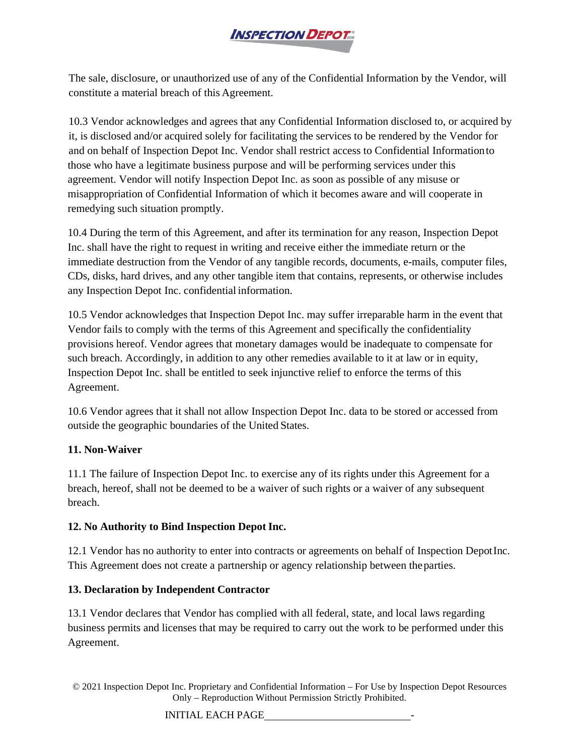The sale, disclosure, or unauthorized use of any of the Confidential Information by the Vendor, will constitute a material breach of this Agreement.

10.3 Vendor acknowledges and agrees that any Confidential Information disclosed to, or acquired by it, is disclosed and/or acquired solely for facilitating the services to be rendered by the Vendor for and on behalf of Inspection Depot Inc. Vendor shall restrict access to Confidential Information to those who have a legitimate business purpose and will be performing services under this agreement. Vendor will notify Inspection Depot Inc. as soon as possible of any misuse or misappropriation of Confidential Information of which it becomes aware and will cooperate in remedying such situation promptly.

10.4 During the term of this Agreement, and after its termination for any reason, Inspection Depot Inc. shall have the right to request in writing and receive either the immediate return or the immediate destruction from the Vendor of any tangible records, documents, e-mails, computer files, CDs, disks, hard drives, and any other tangible item that contains, represents, or otherwise includes any Inspection Depot Inc. confidential information.

10.5 Vendor acknowledges that Inspection Depot Inc. may suffer irreparable harm in the event that Vendor fails to comply with the terms of this Agreement and specifically the confidentiality provisions hereof. Vendor agrees that monetary damages would be inadequate to compensate for such breach. Accordingly, in addition to any other remedies available to it at law or in equity, Inspection Depot Inc. shall be entitled to seek injunctive relief to enforce the terms of this Agreement.

10.6 Vendor agrees that it shall not allow Inspection Depot Inc. data to be stored or accessed from outside the geographic boundaries of the United States.

**11. Non-Waiver**

11.1 The failure of Inspection Depot Inc. to exercise any of its rights under this Agreement for a breach, hereof, shall not be deemed to be a waiver of such rights or a waiver of any subsequent breach.

**12. No Authority to Bind Inspection Depot Inc.**

12.1 Vendor has no authority to enter into contracts or agreements on behalf of Inspection Depot Inc. This Agreement does not create a partnership or agency relationship between the parties.

**13. Declaration by Independent Contractor**

13.1 Vendor declares that Vendor has complied with all federal, state, and local laws regarding business permits and licenses that may be required to carry out the work to be performed under this Agreement.

INITIAL EACH PAGE\_\_\_\_\_\_\_\_\_\_\_\_\_\_\_\_\_\_\_\_\_\_\_\_\_\_-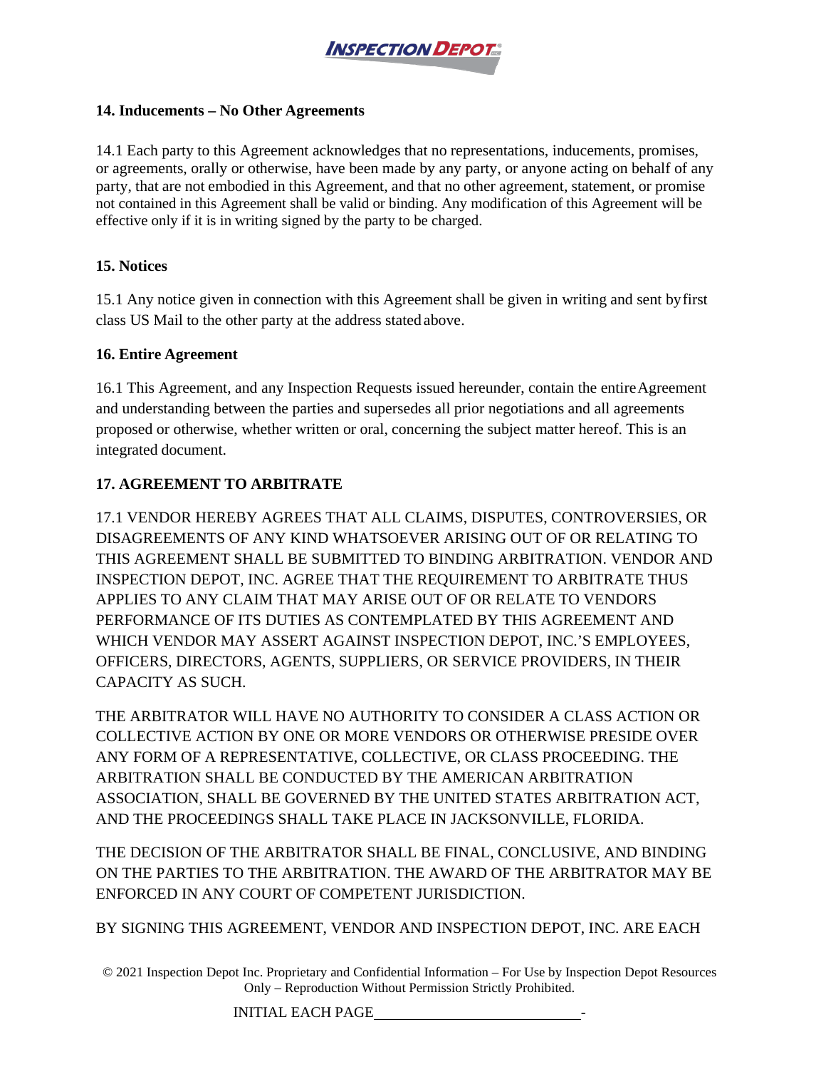### 14. Inducements – No Other Agreements

14.1 Each party to this Agreement acknowledges that no representations, inducements, promises, or agreements, orally or otherwise, have been made by any party, or anyone acting on behalf of any party, that are not embodied in this Agreement, and that no other agreement, statement, or promise not contained in this Agreement shall be valid or binding. Any modification of this Agreement will be effective only if it is in writing signed by the party to be charged.

### 15. Notices

15.1 Any notice given in connection with this Agreement shall be given in writing and sent by first class US Mail to the other party at the address stated above.

### 16. Entire Agreement

16.1 This Agreement, and any Inspection Requests issued hereunder, contain the entire Agreement and understanding between the parties and supersedes all prior negotiations and all agreements proposed or otherwise, whether written or oral, concerning the subject matter hereof. This is an integrated document.

### 17. AGREEMENT TO ARBITRATE

17.1 VENDOR HEREBY AGREES THAT ALL CLAIMS, DISPUTES, CONTROVERSIES, OR DISAGREEMENTS OF ANY KIND WHATSOEVER ARISING OUT OF OR RELATING TO THIS AGREEMENT SHALL BE SUBMITTED TO BINDING ARBITRATION. VENDOR AND INSPECTION DEPOT, INC. AGREE THAT THE REQUIREMENT TO ARBITRATE THUS APPLIES TO ANY CLAIM THAT MAY ARISE OUT OF OR RELATE TO VENDORS PERFORMANCE OF ITS DUTIES AS CONTEMPLATED BY THIS AGREEMENT AND WHICH VENDOR MAY ASSERT AGAINST INSPECTION DEPOT, INC.'S EMPLOYEES, OFFICERS, DIRECTORS, AGENTS, SUPPLIERS, OR SERVICE PROVIDERS, IN THEIR CAPACITY AS SUCH.

THE ARBITRATOR WILL HAVE NO AUTHORITY TO CONSIDER A CLASS ACTION OR COLLECTIVE ACTION BY ONE OR MORE VENDORS OR OTHERWISE PRESIDE OVER ANY FORM OF A REPRESENTATIVE, COLLECTIVE, OR CLASS PROCEEDING. THE ARBITRATION SHALL BE CONDUCTED BY THE AMERICAN ARBITRATION ASSOCIATION, SHALL BE GOVERNED BY THE UNITED STATES ARBITRATION ACT, AND THE PROCEEDINGS SHALL TAKE PLACE IN JACKSONVILLE, FLORIDA.

THE DECISION OF THE ARBITRATOR SHALL BE FINAL, CONCLUSIVE, AND BINDING ON THE PARTIES TO THE ARBITRATION. THE AWARD OF THE ARBITRATOR MAY BE ENFORCED IN ANY COURT OF COMPETENT JURISDICTION.

BY SIGNING THIS AGREEMENT, VENDOR AND INSPECTION DEPOT, INC. ARE EACH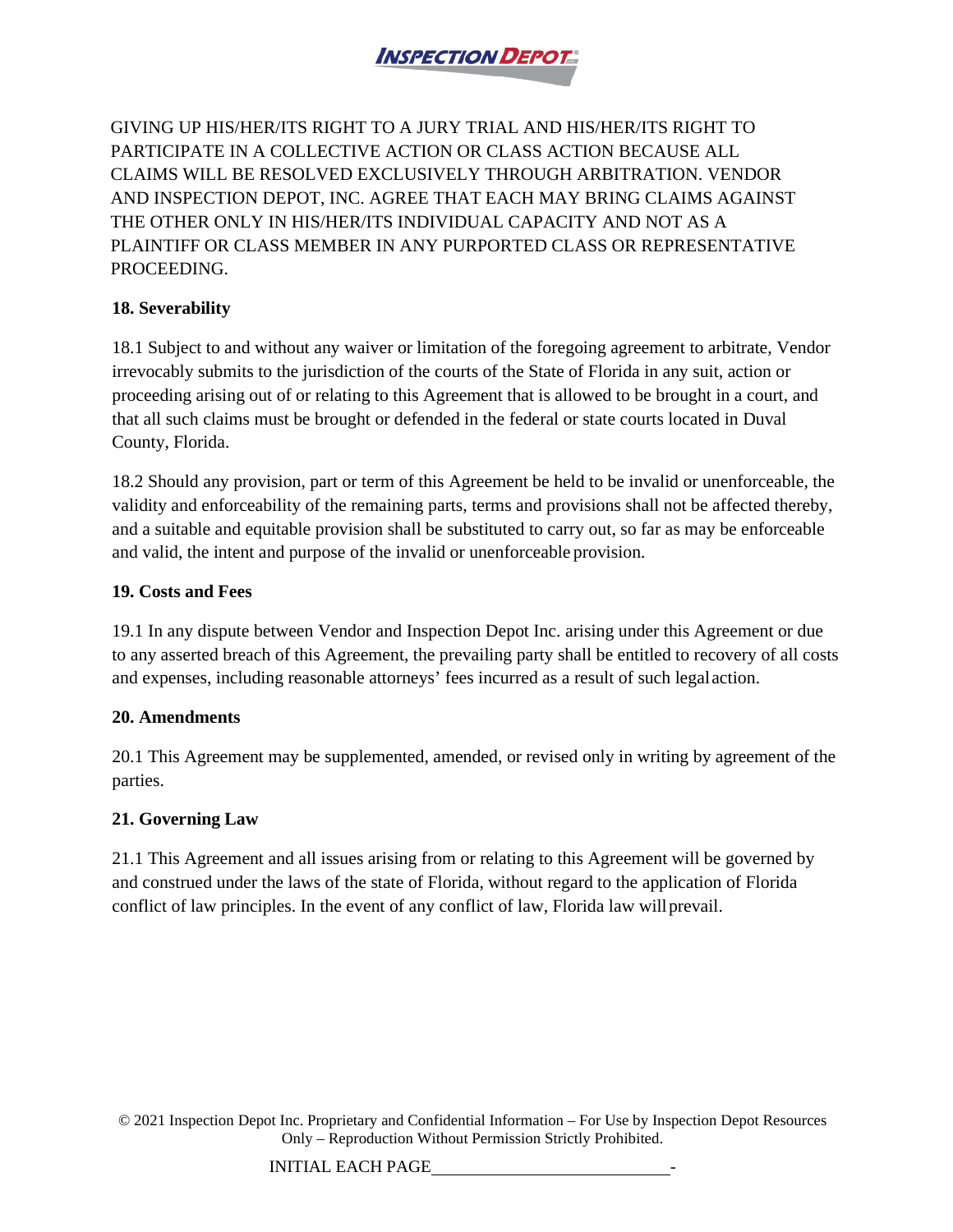GIVING UP HIS/HER/ITS RIGHT TO A JURY TRIAL AND HIS/HER/ITS RIGHT TO PARTICIPATE IN A COLLECTIVE ACTION OR CLASS ACTION BECAUSE ALL CLAIMS WILL BE RESOLVED EXCLUSIVELY THROUGH ARBITRATION. VENDOR AND INSPECTION DEPOT, INC. AGREE THAT EACH MAY BRING CLAIMS AGAINST THE OTHER ONLY IN HIS/HER/ITS INDIVIDUAL CAPACITY AND NOT AS A PLAINTIFF OR CLASS MEMBER IN ANY PURPORTED CLASS OR REPRESENTATIVE PROCEEDING.

**18. Severability**

18.1 Subject to and without any waiver or limitation of the foregoing agreement to arbitrate, Vendor irrevocably submits to the jurisdiction of the courts of the State of Florida in any suit, action or proceeding arising out of or relating to this Agreement that is allowed to be brought in a court, and that all such claims must be brought or defended in the federal or state courts located in Duval County, Florida.

18.2 Should any provision, part or term of this Agreement be held to be invalid or unenforceable, the validity and enforceability of the remaining parts, terms and provisions shall not be affected thereby, and a suitable and equitable provision shall be substituted to carry out, so far as may be enforceable and valid, the intent and purpose of the invalid or unenforceable provision.

**19. Costs and Fees**

19.1 In any dispute between Vendor and Inspection Depot Inc. arising under this Agreement or due to any asserted breach of this Agreement, the prevailing party shall be entitled to recovery of all costs and expenses, including reasonable attorneys' fees incurred as a result of such legal action.

**20. Amendments**

20.1 This Agreement may be supplemented, amended, or revised only in writing by agreement of the parties.

**21. Governing Law**

21.1 This Agreement and all issues arising from or relating to this Agreement will be governed by and construed under the laws of the state of Florida, without regard to the application of Florida conflict of law principles. In the event of any conflict of law, Florida law will prevail.

INITIAL EACH PAGE\_\_\_\_\_\_\_\_\_\_\_\_\_\_\_\_\_\_\_\_\_\_\_\_\_\_-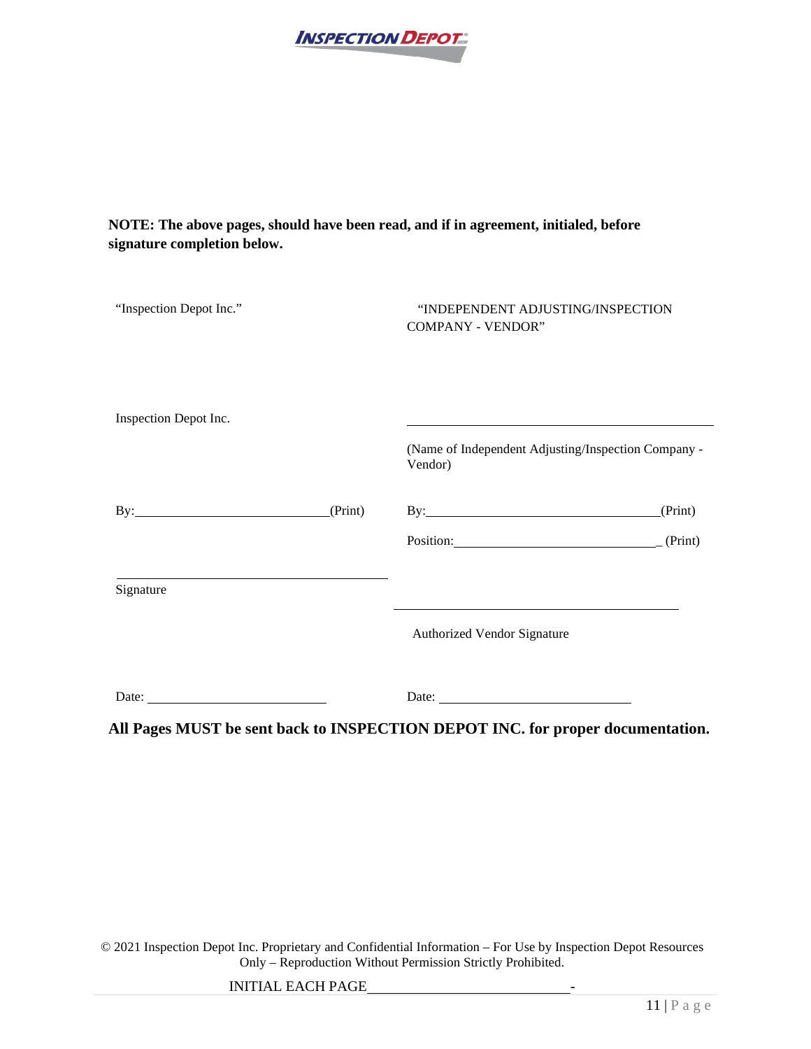**NOTE: The above pages, should have been read, and if in agreement, initialed, before signature completion below.**

| | |
|---|---|
| "Inspection Depot Inc." | "INDEPENDENT ADJUSTING/INSPECTION COMPANY - VENDOR" |
| Inspection Depot Inc. | ______________________________ |
| | (Name of Independent Adjusting/Inspection Company - Vendor) |
| By:______________________(Print) | By:______________________(Print) |
| | Position:______________________ (Print) |
| ______________________________ | |
| Signature | ______________________________ |
| | Authorized Vendor Signature |
| Date: ____________________ | Date: ____________________ |

**All Pages MUST be sent back to INSPECTION DEPOT INC. for proper documentation.**

© 2021 Inspection Depot Inc. Proprietary and Confidential Information – For Use by Inspection Depot Resources Only – Reproduction Without Permission Strictly Prohibited.

INITIAL EACH PAGE______________________-